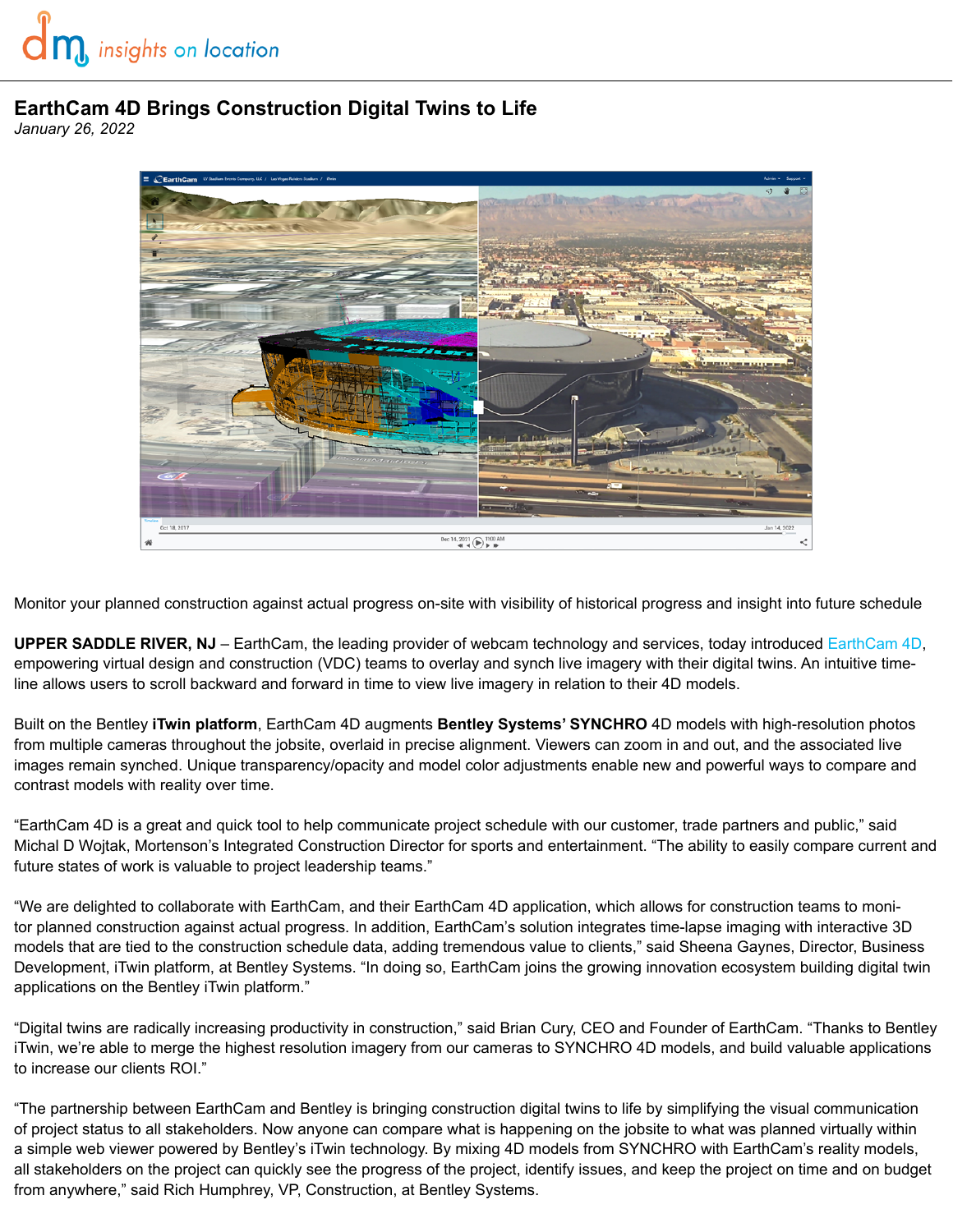# EarthCam 4D Brings Construction Digital Twins to Life

*January 26, 2022*

Monitor your planned construction against actual progress on-site with visibility of historical progress and insight into future schedule

**UPPER SADDLE RIVER, NJ** – EarthCam, the leading provider of webcam technology and services, today introduced EarthCam 4D, empowering virtual design and construction (VDC) teams to overlay and synch live imagery with their digital twins. An intuitive time-line allows users to scroll backward and forward in time to view live imagery in relation to their 4D models.

Built on the Bentley **iTwin platform**, EarthCam 4D augments **Bentley Systems' SYNCHRO** 4D models with high-resolution photos from multiple cameras throughout the jobsite, overlaid in precise alignment. Viewers can zoom in and out, and the associated live images remain synched. Unique transparency/opacity and model color adjustments enable new and powerful ways to compare and contrast models with reality over time.

"EarthCam 4D is a great and quick tool to help communicate project schedule with our customer, trade partners and public," said Michal D Wojtak, Mortenson's Integrated Construction Director for sports and entertainment. "The ability to easily compare current and future states of work is valuable to project leadership teams."

"We are delighted to collaborate with EarthCam, and their EarthCam 4D application, which allows for construction teams to monitor planned construction against actual progress. In addition, EarthCam's solution integrates time-lapse imaging with interactive 3D models that are tied to the construction schedule data, adding tremendous value to clients," said Sheena Gaynes, Director, Business Development, iTwin platform, at Bentley Systems. "In doing so, EarthCam joins the growing innovation ecosystem building digital twin applications on the Bentley iTwin platform."

"Digital twins are radically increasing productivity in construction," said Brian Cury, CEO and Founder of EarthCam. "Thanks to Bentley iTwin, we're able to merge the highest resolution imagery from our cameras to SYNCHRO 4D models, and build valuable applications to increase our clients ROI."

"The partnership between EarthCam and Bentley is bringing construction digital twins to life by simplifying the visual communication of project status to all stakeholders. Now anyone can compare what is happening on the jobsite to what was planned virtually within a simple web viewer powered by Bentley's iTwin technology. By mixing 4D models from SYNCHRO with EarthCam's reality models, all stakeholders on the project can quickly see the progress of the project, identify issues, and keep the project on time and on budget from anywhere," said Rich Humphrey, VP, Construction, at Bentley Systems.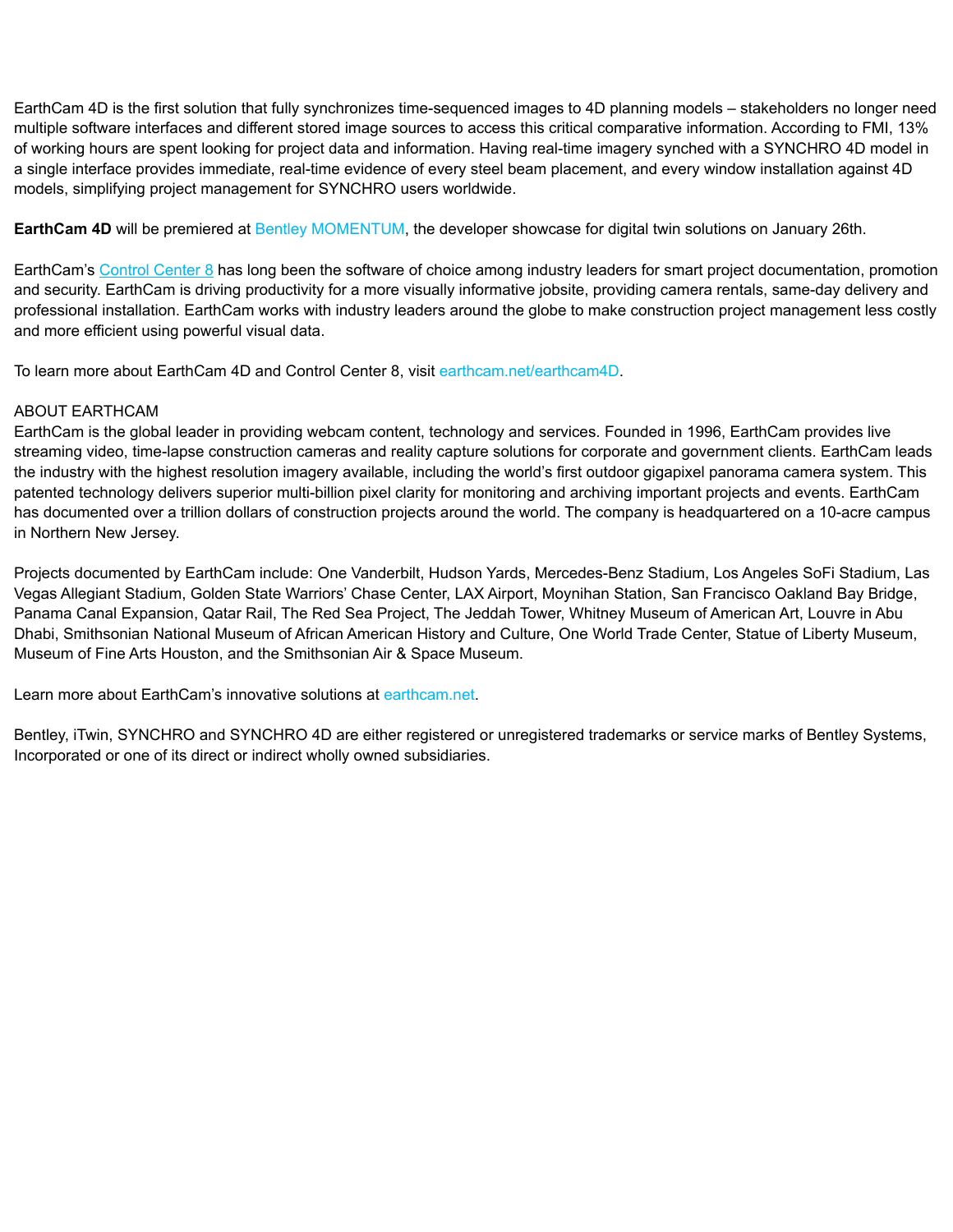EarthCam 4D is the first solution that fully synchronizes time-sequenced images to 4D planning models – stakeholders no longer need multiple software interfaces and different stored image sources to access this critical comparative information. According to FMI, 13% of working hours are spent looking for project data and information. Having real-time imagery synched with a SYNCHRO 4D model in a single interface provides immediate, real-time evidence of every steel beam placement, and every window installation against 4D models, simplifying project management for SYNCHRO users worldwide.

**EarthCam 4D** will be premiered at Bentley MOMENTUM, the developer showcase for digital twin solutions on January 26th.

EarthCam's Control Center 8 has long been the software of choice among industry leaders for smart project documentation, promotion and security. EarthCam is driving productivity for a more visually informative jobsite, providing camera rentals, same-day delivery and professional installation. EarthCam works with industry leaders around the globe to make construction project management less costly and more efficient using powerful visual data.

To learn more about EarthCam 4D and Control Center 8, visit earthcam.net/earthcam4D.

ABOUT EARTHCAM

EarthCam is the global leader in providing webcam content, technology and services. Founded in 1996, EarthCam provides live streaming video, time-lapse construction cameras and reality capture solutions for corporate and government clients. EarthCam leads the industry with the highest resolution imagery available, including the world's first outdoor gigapixel panorama camera system. This patented technology delivers superior multi-billion pixel clarity for monitoring and archiving important projects and events. EarthCam has documented over a trillion dollars of construction projects around the world. The company is headquartered on a 10-acre campus in Northern New Jersey.

Projects documented by EarthCam include: One Vanderbilt, Hudson Yards, Mercedes-Benz Stadium, Los Angeles SoFi Stadium, Las Vegas Allegiant Stadium, Golden State Warriors' Chase Center, LAX Airport, Moynihan Station, San Francisco Oakland Bay Bridge, Panama Canal Expansion, Qatar Rail, The Red Sea Project, The Jeddah Tower, Whitney Museum of American Art, Louvre in Abu Dhabi, Smithsonian National Museum of African American History and Culture, One World Trade Center, Statue of Liberty Museum, Museum of Fine Arts Houston, and the Smithsonian Air & Space Museum.

Learn more about EarthCam's innovative solutions at earthcam.net.

Bentley, iTwin, SYNCHRO and SYNCHRO 4D are either registered or unregistered trademarks or service marks of Bentley Systems, Incorporated or one of its direct or indirect wholly owned subsidiaries.